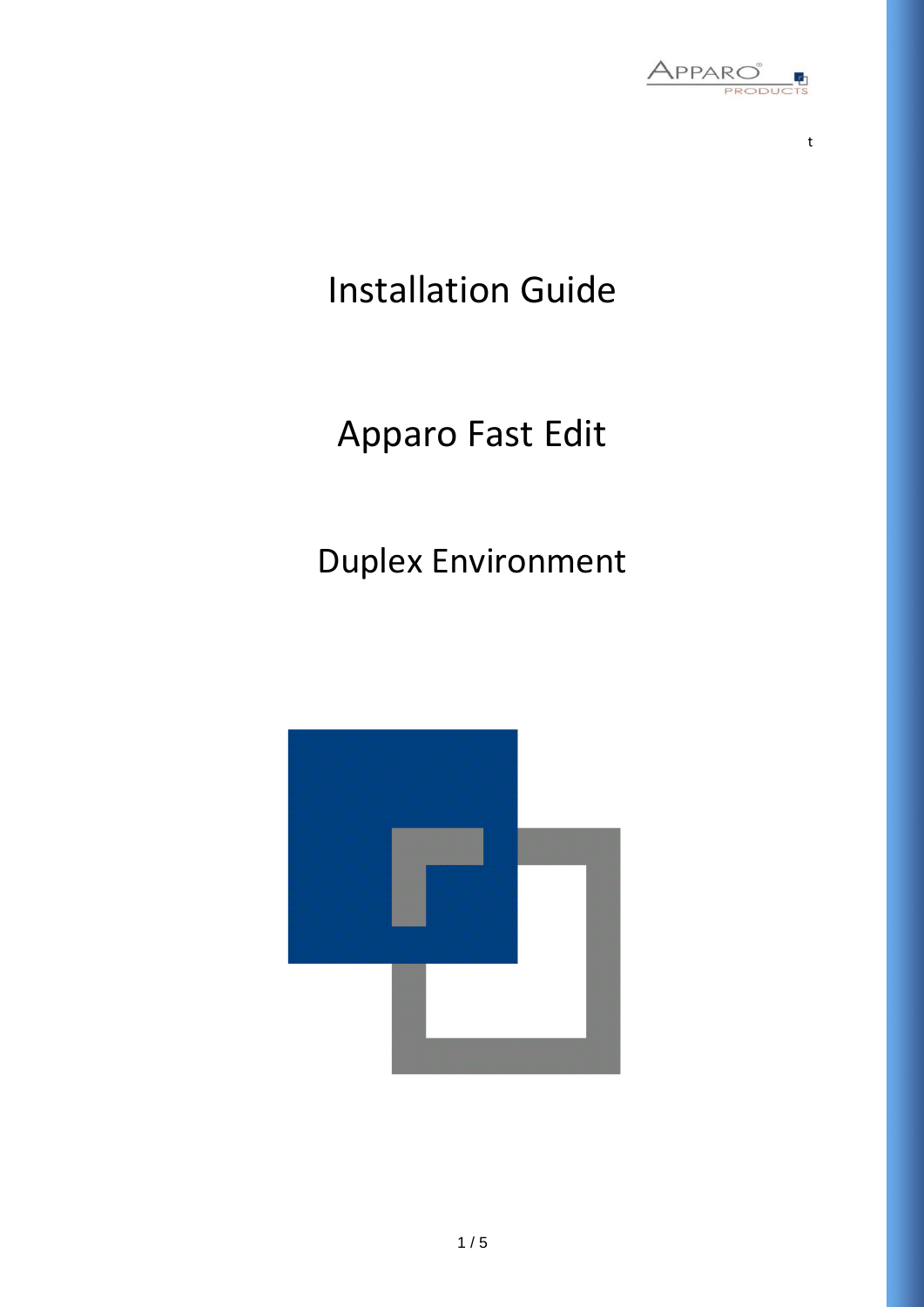t

# Installation Guide

# Apparo Fast Edit

# Duplex Environment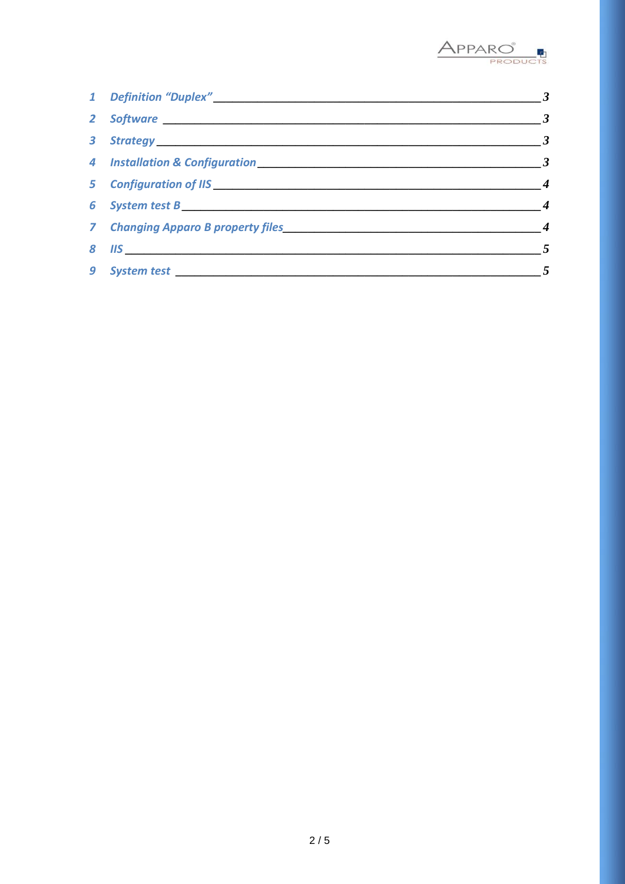1 Definition “Duplex” ____ 3

2 Software ____ 3

3 Strategy ____ 3

4 Installation & Configuration ____ 3

5 Configuration of IIS ____ 4

6 System test B ____ 4

7 Changing Apparo B property files ____ 4

8 IIS ____ 5

9 System test ____ 5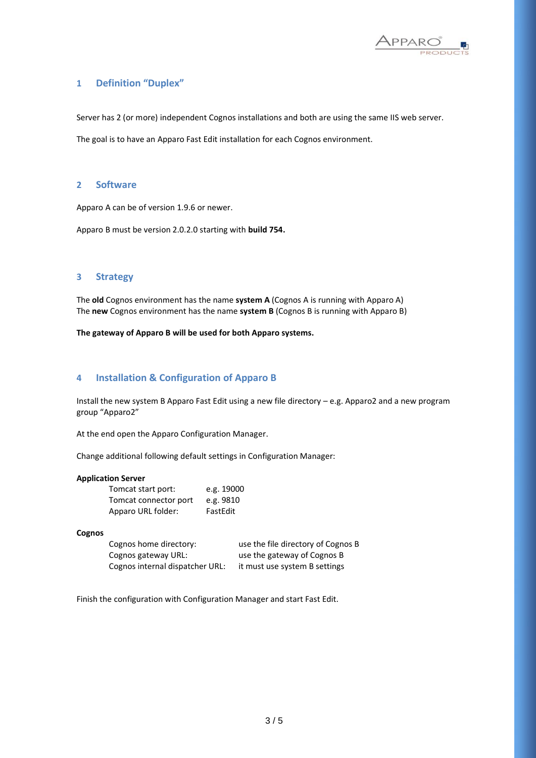# 1 Definition "Duplex"

Server has 2 (or more) independent Cognos installations and both are using the same IIS web server.

The goal is to have an Apparo Fast Edit installation for each Cognos environment.

# 2 Software

Apparo A can be of version 1.9.6 or newer.

Apparo B must be version 2.0.2.0 starting with **build 754.**

# 3 Strategy

The **old** Cognos environment has the name **system A** (Cognos A is running with Apparo A)
The **new** Cognos environment has the name **system B** (Cognos B is running with Apparo B)

**The gateway of Apparo B will be used for both Apparo systems.**

# 4 Installation & Configuration of Apparo B

Install the new system B Apparo Fast Edit using a new file directory – e.g. Apparo2 and a new program group "Apparo2"

At the end open the Apparo Configuration Manager.

Change additional following default settings in Configuration Manager:

**Application Server**

| | |
|---|---|
| Tomcat start port: | e.g. 19000 |
| Tomcat connector port | e.g. 9810 |
| Apparo URL folder: | FastEdit |

**Cognos**

| | |
|---|---|
| Cognos home directory: | use the file directory of Cognos B |
| Cognos gateway URL: | use the gateway of Cognos B |
| Cognos internal dispatcher URL: | it must use system B settings |

Finish the configuration with Configuration Manager and start Fast Edit.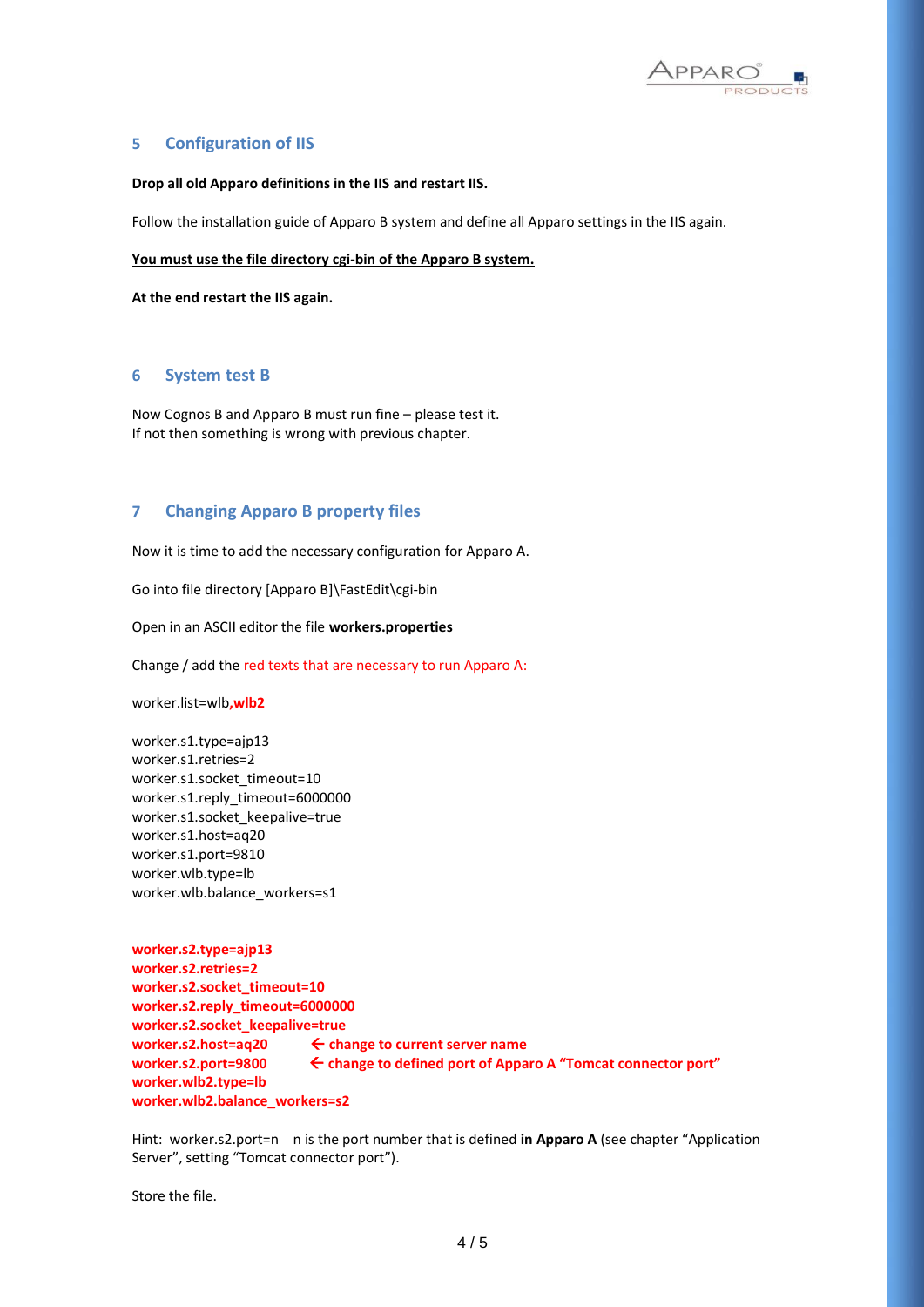## 5 Configuration of IIS

**Drop all old Apparo definitions in the IIS and restart IIS.**

Follow the installation guide of Apparo B system and define all Apparo settings in the IIS again.

**<u>You must use the file directory cgi-bin of the Apparo B system.</u>**

**At the end restart the IIS again.**

## 6 System test B

Now Cognos B and Apparo B must run fine – please test it.
If not then something is wrong with previous chapter.

## 7 Changing Apparo B property files

Now it is time to add the necessary configuration for Apparo A.

Go into file directory [Apparo B]\FastEdit\cgi-bin

Open in an ASCII editor the file **workers.properties**

Change / add the red texts that are necessary to run Apparo A:

worker.list=wlb,**wlb2**

worker.s1.type=ajp13
worker.s1.retries=2
worker.s1.socket_timeout=10
worker.s1.reply_timeout=6000000
worker.s1.socket_keepalive=true
worker.s1.host=aq20
worker.s1.port=9810
worker.wlb.type=lb
worker.wlb.balance_workers=s1

**worker.s2.type=ajp13**
**worker.s2.retries=2**
**worker.s2.socket_timeout=10**
**worker.s2.reply_timeout=6000000**
**worker.s2.socket_keepalive=true**
**worker.s2.host=aq20** ← **change to current server name**
**worker.s2.port=9800** ← **change to defined port of Apparo A "Tomcat connector port"**
**worker.wlb2.type=lb**
**worker.wlb2.balance_workers=s2**

Hint: worker.s2.port=n n is the port number that is defined **in Apparo A** (see chapter "Application Server", setting "Tomcat connector port").

Store the file.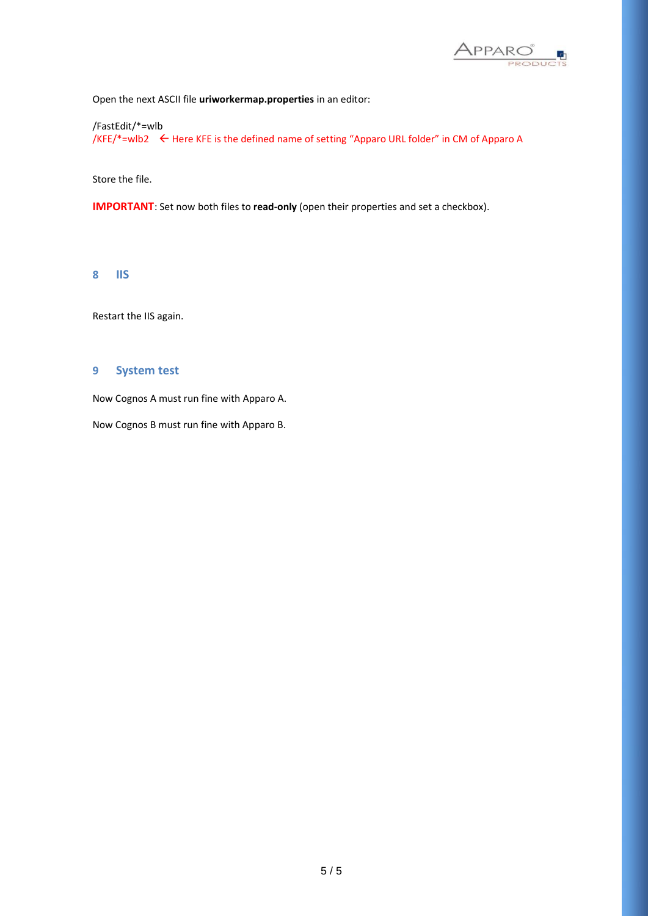Open the next ASCII file **uriworkermap.properties** in an editor:

/FastEdit/*=wlb
/KFE/*=wlb2 ← Here KFE is the defined name of setting “Apparo URL folder” in CM of Apparo A

Store the file.

**IMPORTANT**: Set now both files to **read-only** (open their properties and set a checkbox).

## 8 IIS

Restart the IIS again.

## 9 System test

Now Cognos A must run fine with Apparo A.

Now Cognos B must run fine with Apparo B.